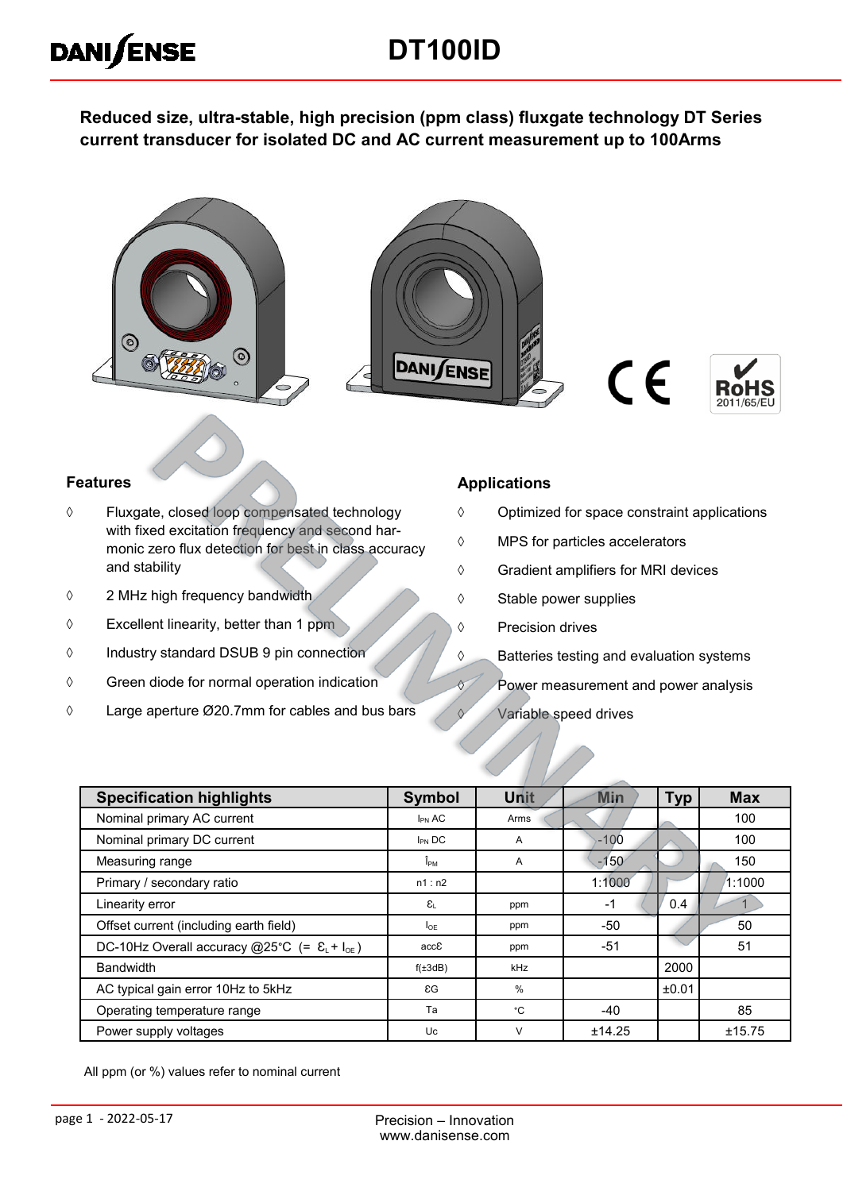# DT100ID

**Reduced size, ultra-stable, high precision (ppm class) fluxgate technology DT Series current transducer for isolated DC and AC current measurement up to 100Arms**

## Features

- ◊ Fluxgate, closed loop compensated technology with fixed excitation frequency and second harmonic zero flux detection for best in class accuracy and stability
- ◊ 2 MHz high frequency bandwidth
- ◊ Excellent linearity, better than 1 ppm
- ◊ Industry standard DSUB 9 pin connection
- ◊ Green diode for normal operation indication
- ◊ Large aperture Ø20.7mm for cables and bus bars

## Applications

- ◊ Optimized for space constraint applications
- ◊ MPS for particles accelerators
- ◊ Gradient amplifiers for MRI devices
- ◊ Stable power supplies
- ◊ Precision drives
- ◊ Batteries testing and evaluation systems
- ◊ Power measurement and power analysis
- ◊ Variable speed drives

| Specification highlights | Symbol | Unit | Min | Typ | Max |
|---|---|---|---|---|---|
| Nominal primary AC current | $I_{PN}$ AC | Arms | | | 100 |
| Nominal primary DC current | $I_{PN}$ DC | A | -100 | | 100 |
| Measuring range | $\hat{I}_{PM}$ | A | -150 | | 150 |
| Primary / secondary ratio | n1 : n2 | | 1:1000 | | 1:1000 |
| Linearity error | $\varepsilon_L$ | ppm | -1 | 0.4 | 1 |
| Offset current (including earth field) | $I_{OE}$ | ppm | -50 | | 50 |
| DC-10Hz Overall accuracy @25°C (= $\varepsilon_L + I_{OE}$) | acc$\varepsilon$ | ppm | -51 | | 51 |
| Bandwidth | f(±3dB) | kHz | | 2000 | |
| AC typical gain error 10Hz to 5kHz | $\varepsilon$G | % | | ±0.01 | |
| Operating temperature range | Ta | °C | -40 | | 85 |
| Power supply voltages | Uc | V | ±14.25 | | ±15.75 |

All ppm (or %) values refer to nominal current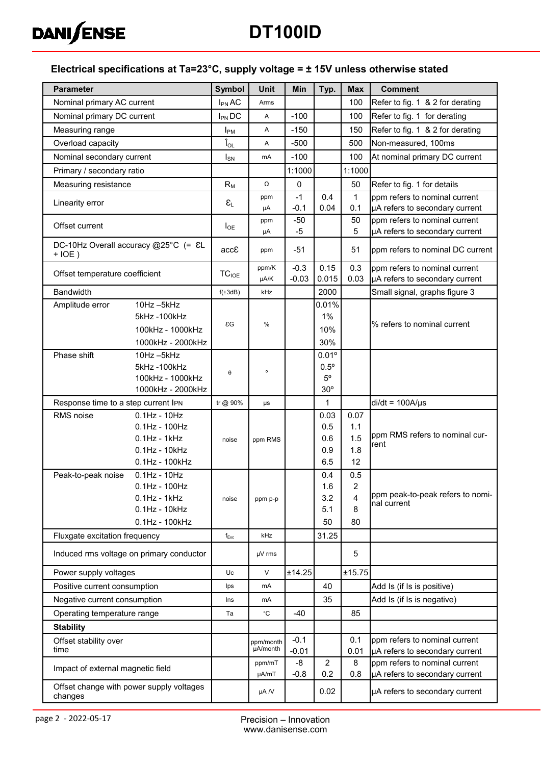## Electrical specifications at Ta=23°C, supply voltage = ± 15V unless otherwise stated

| Parameter | | Symbol | Unit | Min | Typ. | Max | Comment |
|---|---|---|---|---|---|---|---|
| Nominal primary AC current | | $I_{PN}$ AC | Arms | | | 100 | Refer to fig. 1 & 2 for derating |
| Nominal primary DC current | | $I_{PN}$ DC | A | -100 | | 100 | Refer to fig. 1 for derating |
| Measuring range | | $I_{PM}$ | A | -150 | | 150 | Refer to fig. 1 & 2 for derating |
| Overload capacity | | $\hat{I}_{OL}$ | A | -500 | | 500 | Non-measured, 100ms |
| Nominal secondary current | | $I_{SN}$ | mA | -100 | | 100 | At nominal primary DC current |
| Primary / secondary ratio | | | | 1:1000 | | 1:1000 | |
| Measuring resistance | | $R_M$ | Ω | 0 | | 50 | Refer to fig. 1 for details |
| Linearity error | | $\varepsilon_L$ | ppm<br>μA | -1<br>-0.1 | 0.4<br>0.04 | 1<br>0.1 | ppm refers to nominal current<br>μA refers to secondary current |
| Offset current | | $I_{OE}$ | ppm<br>μA | -50<br>-5 | | 50<br>5 | ppm refers to nominal current<br>μA refers to secondary current |
| DC-10Hz Overall accuracy @25°C (= εL + IOE ) | | accε | ppm | -51 | | 51 | ppm refers to nominal DC current |
| Offset temperature coefficient | | $TC_{IOE}$ | ppm/K<br>μA/K | -0.3<br>-0.03 | 0.15<br>0.015 | 0.3<br>0.03 | ppm refers to nominal current<br>μA refers to secondary current |
| Bandwidth | | f(±3dB) | kHz | | 2000 | | Small signal, graphs figure 3 |
| Amplitude error | 10Hz –5kHz<br>5kHz -100kHz<br>100kHz - 1000kHz<br>1000kHz - 2000kHz | εG | % | | 0.01%<br>1%<br>10%<br>30% | | % refers to nominal current |
| Phase shift | 10Hz –5kHz<br>5kHz -100kHz<br>100kHz - 1000kHz<br>1000kHz - 2000kHz | θ | ° | | 0.01°<br>0.5°<br>5°<br>30° | | |
| Response time to a step current IPN | | tr @ 90% | μs | | 1 | | di/dt = 100A/μs |
| RMS noise | 0.1Hz - 10Hz<br>0.1Hz - 100Hz<br>0.1Hz - 1kHz<br>0.1Hz - 10kHz<br>0.1Hz - 100kHz | noise | ppm RMS | | 0.03<br>0.5<br>0.6<br>0.9<br>6.5 | 0.07<br>1.1<br>1.5<br>1.8<br>12 | ppm RMS refers to nominal current |
| Peak-to-peak noise | 0.1Hz - 10Hz<br>0.1Hz - 100Hz<br>0.1Hz - 1kHz<br>0.1Hz - 10kHz<br>0.1Hz - 100kHz | noise | ppm p-p | | 0.4<br>1.6<br>3.2<br>5.1<br>50 | 0.5<br>2<br>4<br>8<br>80 | ppm peak-to-peak refers to nominal current |
| Fluxgate excitation frequency | | $f_{Exc}$ | kHz | | 31.25 | | |
| Induced rms voltage on primary conductor | | | μV rms | | | 5 | |
| Power supply voltages | | Uc | V | ±14.25 | | ±15.75 | |
| Positive current consumption | | Ips | mA | | 40 | | Add Is (if Is is positive) |
| Negative current consumption | | Ins | mA | | 35 | | Add Is (if Is is negative) |
| Operating temperature range | | Ta | °C | -40 | | 85 | |
| **Stability** | | | | | | | |
| Offset stability over time | | | ppm/month<br>μA/month | -0.1<br>-0.01 | | 0.1<br>0.01 | ppm refers to nominal current<br>μA refers to secondary current |
| Impact of external magnetic field | | | ppm/mT<br>μA/mT | -8<br>-0.8 | 2<br>0.2 | 8<br>0.8 | ppm refers to nominal current<br>μA refers to secondary current |
| Offset change with power supply voltages changes | | | μA /V | | 0.02 | | μA refers to secondary current |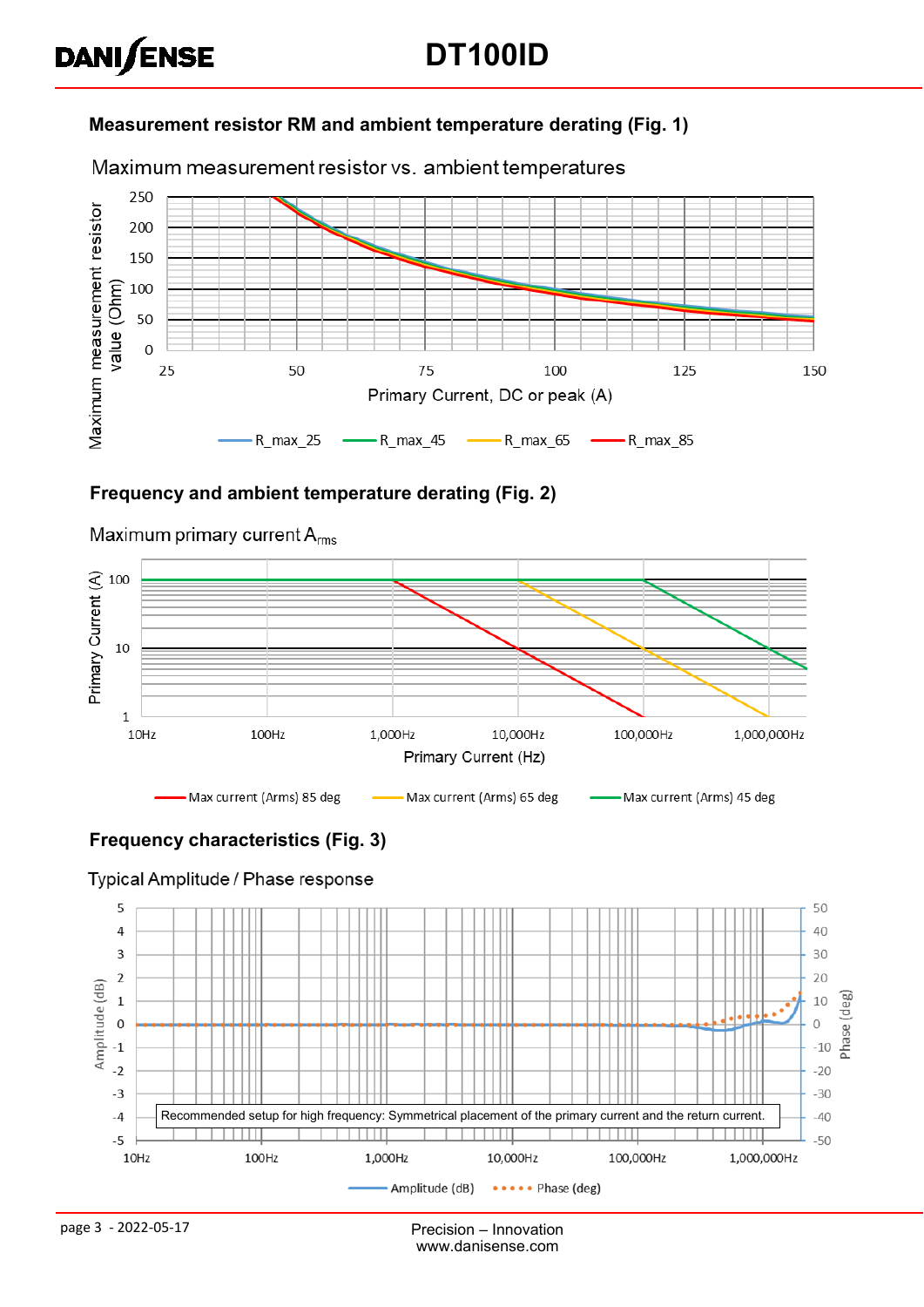### Measurement resistor RM and ambient temperature derating (Fig. 1)

Maximum measurement resistor vs. ambient temperatures

Maximum measurement resistor value (Ohm)

Primary Current, DC or peak (A)

R_max_25, R_max_45, R_max_65, R_max_85

### Frequency and ambient temperature derating (Fig. 2)

Maximum primary current $A_{rms}$

Primary Current (A)

Primary Current (Hz)

Max current (Arms) 85 deg, Max current (Arms) 65 deg, Max current (Arms) 45 deg

### Frequency characteristics (Fig. 3)

Typical Amplitude / Phase response

Recommended setup for high frequency: Symmetrical placement of the primary current and the return current.

Amplitude (dB), Phase (deg)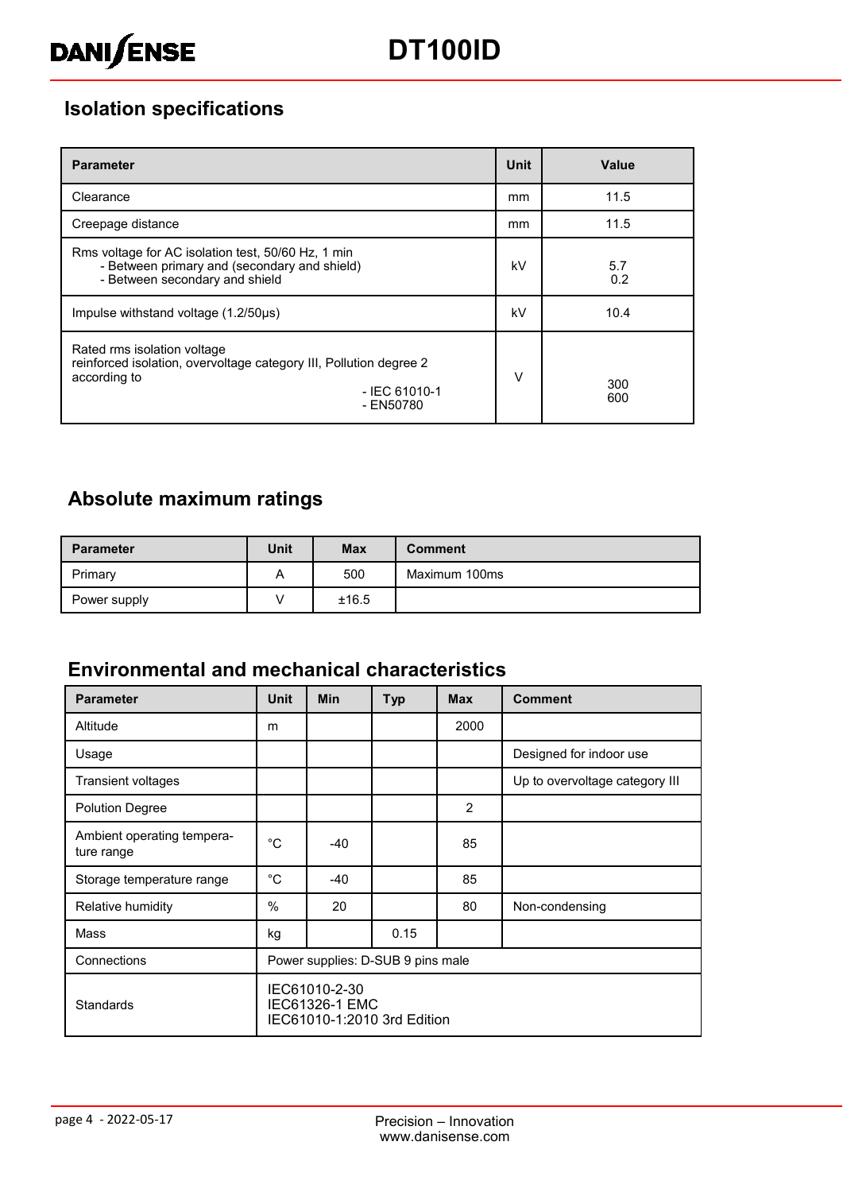## Isolation specifications

| Parameter | Unit | Value |
|---|---|---|
| Clearance | mm | 11.5 |
| Creepage distance | mm | 11.5 |
| Rms voltage for AC isolation test, 50/60 Hz, 1 min<br>- Between primary and (secondary and shield)<br>- Between secondary and shield | kV | 5.7<br>0.2 |
| Impulse withstand voltage (1.2/50µs) | kV | 10.4 |
| Rated rms isolation voltage<br>reinforced isolation, overvoltage category III, Pollution degree 2 according to<br>- IEC 61010-1<br>- EN50780 | V | 300<br>600 |

## Absolute maximum ratings

| Parameter | Unit | Max | Comment |
|---|---|---|---|
| Primary | A | 500 | Maximum 100ms |
| Power supply | V | ±16.5 | |

## Environmental and mechanical characteristics

| Parameter | Unit | Min | Typ | Max | Comment |
|---|---|---|---|---|---|
| Altitude | m | | | 2000 | |
| Usage | | | | | Designed for indoor use |
| Transient voltages | | | | | Up to overvoltage category III |
| Polution Degree | | | | 2 | |
| Ambient operating temperature range | °C | -40 | | 85 | |
| Storage temperature range | °C | -40 | | 85 | |
| Relative humidity | % | 20 | | 80 | Non-condensing |
| Mass | kg | | 0.15 | | |
| Connections | Power supplies: D-SUB 9 pins male | | | | |
| Standards | IEC61010-2-30<br>IEC61326-1 EMC<br>IEC61010-1:2010 3rd Edition | | | | |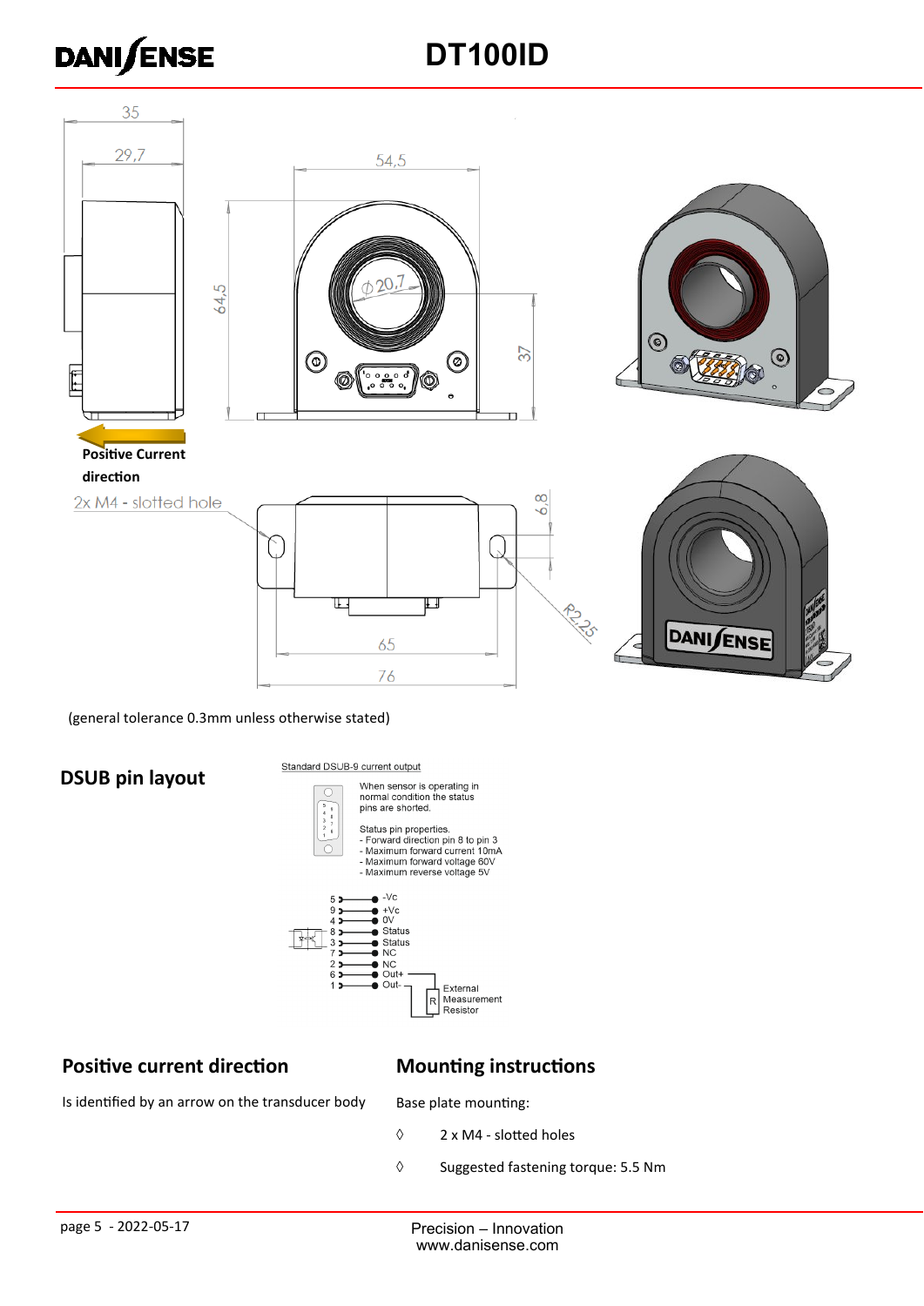# DT100ID

35

29,7

54,5

64,5

⌀20,7

37

Positive Current direction

2x M4 - slotted hole

6,8

R2,25

65

76

(general tolerance 0.3mm unless otherwise stated)

## DSUB pin layout

Standard DSUB-9 current output

When sensor is operating in normal condition the status pins are shorted.

Status pin properties.
- Forward direction pin 8 to pin 3
- Maximum forward current 10mA
- Maximum forward voltage 60V
- Maximum reverse voltage 5V

5 -Vc
9 +Vc
4 0V
8 Status
3 Status
7 NC
2 NC
6 Out+
1 Out-

R External Measurement Resistor

## Positive current direction

Is identified by an arrow on the transducer body

## Mounting instructions

Base plate mounting:

- 2 x M4 - slotted holes
- Suggested fastening torque: 5.5 Nm